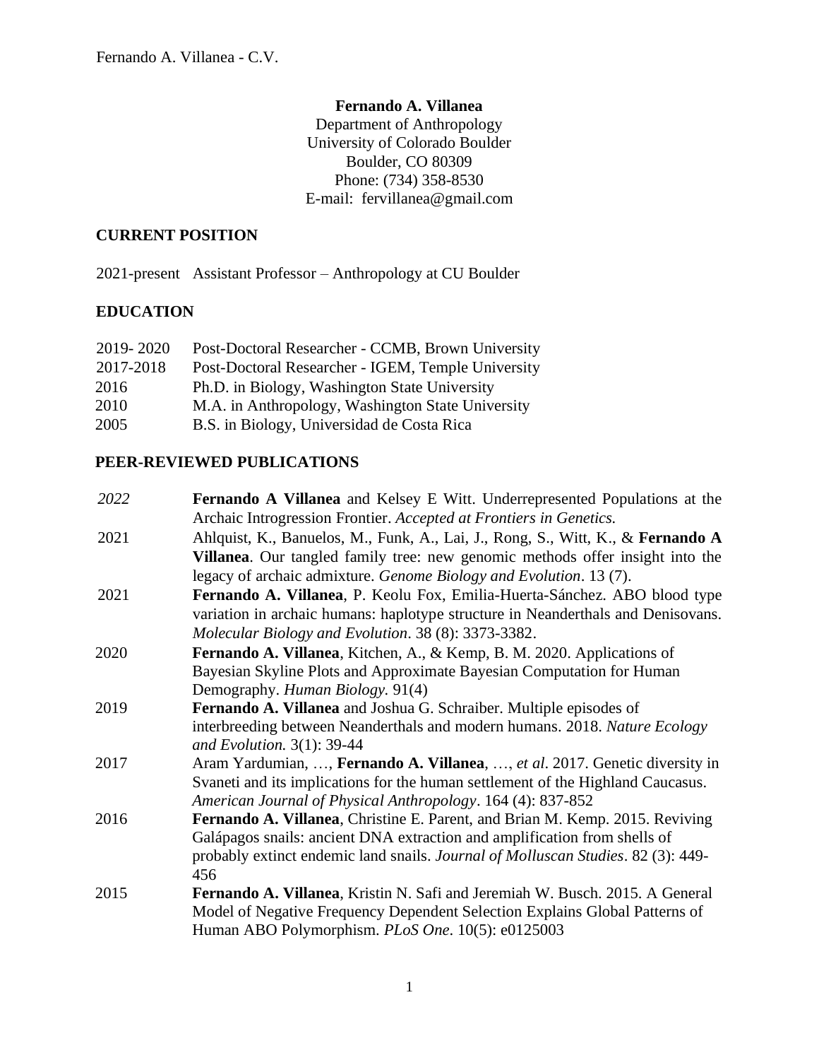**Fernando A. Villanea**
Department of Anthropology
University of Colorado Boulder
Boulder, CO 80309
Phone: (734) 358-8530
E-mail: fervillanea@gmail.com

## CURRENT POSITION

2021-present Assistant Professor – Anthropology at CU Boulder

## EDUCATION

| | |
|---|---|
| 2019- 2020 | Post-Doctoral Researcher - CCMB, Brown University |
| 2017-2018 | Post-Doctoral Researcher - IGEM, Temple University |
| 2016 | Ph.D. in Biology, Washington State University |
| 2010 | M.A. in Anthropology, Washington State University |
| 2005 | B.S. in Biology, Universidad de Costa Rica |

## PEER-REVIEWED PUBLICATIONS

*2022* **Fernando A Villanea** and Kelsey E Witt. Underrepresented Populations at the Archaic Introgression Frontier. *Accepted at Frontiers in Genetics.*

2021 Ahlquist, K., Banuelos, M., Funk, A., Lai, J., Rong, S., Witt, K., & **Fernando A Villanea**. Our tangled family tree: new genomic methods offer insight into the legacy of archaic admixture. *Genome Biology and Evolution*. 13 (7).

2021 **Fernando A. Villanea**, P. Keolu Fox, Emilia-Huerta-Sánchez. ABO blood type variation in archaic humans: haplotype structure in Neanderthals and Denisovans. *Molecular Biology and Evolution*. 38 (8): 3373-3382.

2020 **Fernando A. Villanea**, Kitchen, A., & Kemp, B. M. 2020. Applications of Bayesian Skyline Plots and Approximate Bayesian Computation for Human Demography. *Human Biology.* 91(4)

2019 **Fernando A. Villanea** and Joshua G. Schraiber. Multiple episodes of interbreeding between Neanderthals and modern humans. 2018. *Nature Ecology and Evolution.* 3(1): 39-44

2017 Aram Yardumian, …, **Fernando A. Villanea**, …, *et al.* 2017. Genetic diversity in Svaneti and its implications for the human settlement of the Highland Caucasus. *American Journal of Physical Anthropology*. 164 (4): 837-852

2016 **Fernando A. Villanea**, Christine E. Parent, and Brian M. Kemp. 2015. Reviving Galápagos snails: ancient DNA extraction and amplification from shells of probably extinct endemic land snails. *Journal of Molluscan Studies*. 82 (3): 449-456

2015 **Fernando A. Villanea**, Kristin N. Safi and Jeremiah W. Busch. 2015. A General Model of Negative Frequency Dependent Selection Explains Global Patterns of Human ABO Polymorphism. *PLoS One*. 10(5): e0125003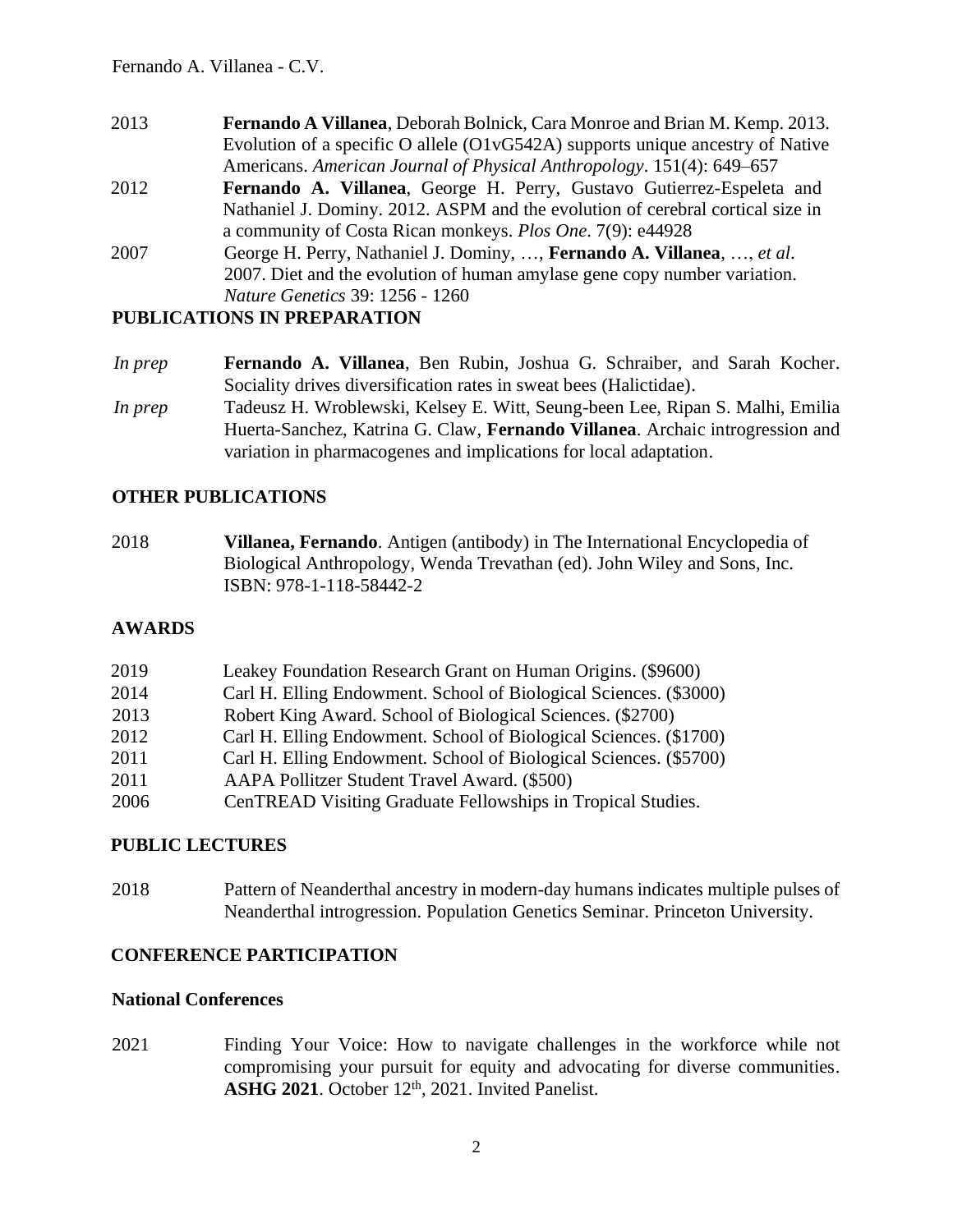2013 **Fernando A Villanea**, Deborah Bolnick, Cara Monroe and Brian M. Kemp. 2013. Evolution of a specific O allele (O1vG542A) supports unique ancestry of Native Americans. *American Journal of Physical Anthropology*. 151(4): 649–657

2012 **Fernando A. Villanea**, George H. Perry, Gustavo Gutierrez-Espeleta and Nathaniel J. Dominy. 2012. ASPM and the evolution of cerebral cortical size in a community of Costa Rican monkeys. *Plos One*. 7(9): e44928

2007 George H. Perry, Nathaniel J. Dominy, …, **Fernando A. Villanea**, …, *et al*. 2007. Diet and the evolution of human amylase gene copy number variation. *Nature Genetics* 39: 1256 - 1260

## PUBLICATIONS IN PREPARATION

*In prep* **Fernando A. Villanea**, Ben Rubin, Joshua G. Schraiber, and Sarah Kocher. Sociality drives diversification rates in sweat bees (Halictidae).

*In prep* Tadeusz H. Wroblewski, Kelsey E. Witt, Seung-been Lee, Ripan S. Malhi, Emilia Huerta-Sanchez, Katrina G. Claw, **Fernando Villanea**. Archaic introgression and variation in pharmacogenes and implications for local adaptation.

## OTHER PUBLICATIONS

2018 **Villanea, Fernando**. Antigen (antibody) in The International Encyclopedia of Biological Anthropology, Wenda Trevathan (ed). John Wiley and Sons, Inc. ISBN: 978-1-118-58442-2

## AWARDS

2019 Leakey Foundation Research Grant on Human Origins. ($9600)

2014 Carl H. Elling Endowment. School of Biological Sciences. ($3000)

2013 Robert King Award. School of Biological Sciences. ($2700)

2012 Carl H. Elling Endowment. School of Biological Sciences. ($1700)

2011 Carl H. Elling Endowment. School of Biological Sciences. ($5700)

2011 AAPA Pollitzer Student Travel Award. ($500)

2006 CenTREAD Visiting Graduate Fellowships in Tropical Studies.

## PUBLIC LECTURES

2018 Pattern of Neanderthal ancestry in modern-day humans indicates multiple pulses of Neanderthal introgression. Population Genetics Seminar. Princeton University.

## CONFERENCE PARTICIPATION

### National Conferences

2021 Finding Your Voice: How to navigate challenges in the workforce while not compromising your pursuit for equity and advocating for diverse communities. **ASHG 2021**. October 12th, 2021. Invited Panelist.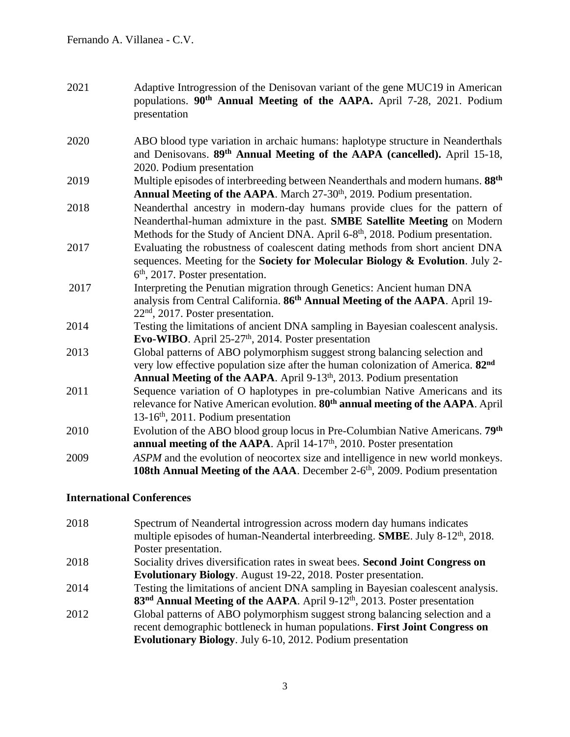| | |
|---|---|
| 2021 | Adaptive Introgression of the Denisovan variant of the gene MUC19 in American populations. **90th Annual Meeting of the AAPA.** April 7-28, 2021. Podium presentation |
| 2020 | ABO blood type variation in archaic humans: haplotype structure in Neanderthals and Denisovans. **89th Annual Meeting of the AAPA (cancelled).** April 15-18, 2020. Podium presentation |
| 2019 | Multiple episodes of interbreeding between Neanderthals and modern humans. **88th Annual Meeting of the AAPA**. March 27-30th, 2019. Podium presentation. |
| 2018 | Neanderthal ancestry in modern-day humans provide clues for the pattern of Neanderthal-human admixture in the past. **SMBE Satellite Meeting** on Modern Methods for the Study of Ancient DNA. April 6-8th, 2018. Podium presentation. |
| 2017 | Evaluating the robustness of coalescent dating methods from short ancient DNA sequences. Meeting for the **Society for Molecular Biology & Evolution**. July 2-6th, 2017. Poster presentation. |
| 2017 | Interpreting the Penutian migration through Genetics: Ancient human DNA analysis from Central California. **86th Annual Meeting of the AAPA**. April 19-22nd, 2017. Poster presentation. |
| 2014 | Testing the limitations of ancient DNA sampling in Bayesian coalescent analysis. **Evo-WIBO**. April 25-27th, 2014. Poster presentation |
| 2013 | Global patterns of ABO polymorphism suggest strong balancing selection and very low effective population size after the human colonization of America. **82nd Annual Meeting of the AAPA**. April 9-13th, 2013. Podium presentation |
| 2011 | Sequence variation of O haplotypes in pre-columbian Native Americans and its relevance for Native American evolution. **80th annual meeting of the AAPA**. April 13-16th, 2011. Podium presentation |
| 2010 | Evolution of the ABO blood group locus in Pre-Columbian Native Americans. **79th annual meeting of the AAPA**. April 14-17th, 2010. Poster presentation |
| 2009 | *ASPM* and the evolution of neocortex size and intelligence in new world monkeys. **108th Annual Meeting of the AAA**. December 2-6th, 2009. Podium presentation |

## International Conferences

| | |
|---|---|
| 2018 | Spectrum of Neandertal introgression across modern day humans indicates multiple episodes of human-Neandertal interbreeding. **SMBE**. July 8-12th, 2018. Poster presentation. |
| 2018 | Sociality drives diversification rates in sweat bees. **Second Joint Congress on Evolutionary Biology**. August 19-22, 2018. Poster presentation. |
| 2014 | Testing the limitations of ancient DNA sampling in Bayesian coalescent analysis. **83nd Annual Meeting of the AAPA**. April 9-12th, 2013. Poster presentation |
| 2012 | Global patterns of ABO polymorphism suggest strong balancing selection and a recent demographic bottleneck in human populations. **First Joint Congress on Evolutionary Biology**. July 6-10, 2012. Podium presentation |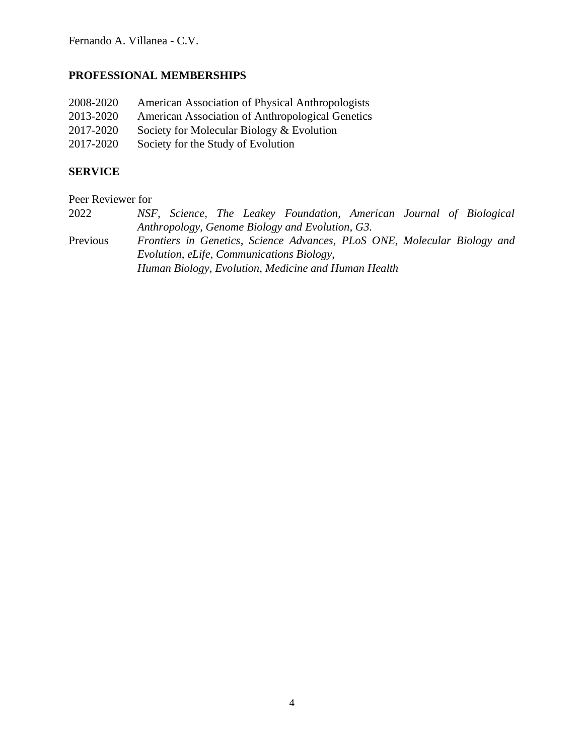## PROFESSIONAL MEMBERSHIPS

| | |
|---|---|
| 2008-2020 | American Association of Physical Anthropologists |
| 2013-2020 | American Association of Anthropological Genetics |
| 2017-2020 | Society for Molecular Biology & Evolution |
| 2017-2020 | Society for the Study of Evolution |

## SERVICE

Peer Reviewer for

| | |
|---|---|
| 2022 | *NSF, Science, The Leakey Foundation, American Journal of Biological Anthropology, Genome Biology and Evolution, G3.* |
| Previous | *Frontiers in Genetics, Science Advances, PLoS ONE, Molecular Biology and Evolution, eLife, Communications Biology, Human Biology, Evolution, Medicine and Human Health* |